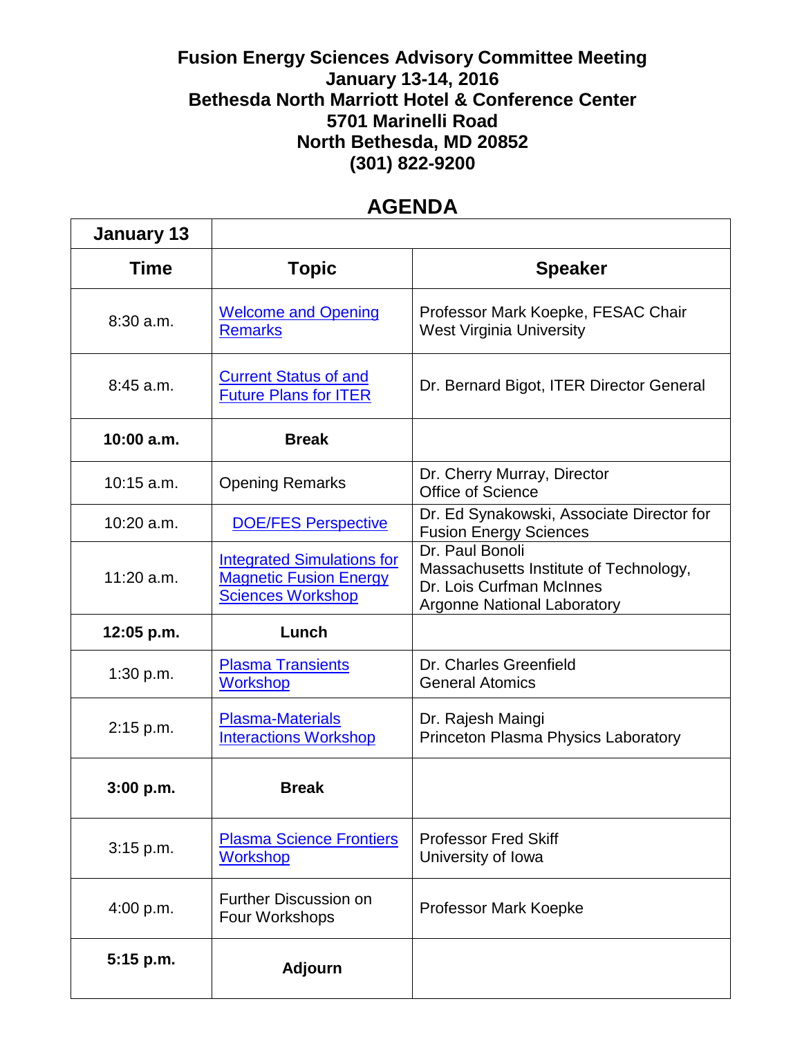**Fusion Energy Sciences Advisory Committee Meeting**
**January 13-14, 2016**
**Bethesda North Marriott Hotel & Conference Center**
**5701 Marinelli Road**
**North Bethesda, MD 20852**
**(301) 822-9200**

## AGENDA

| **January 13** | | |
|---|---|---|
| **Time** | **Topic** | **Speaker** |
| 8:30 a.m. | Welcome and Opening Remarks | Professor Mark Koepke, FESAC Chair<br>West Virginia University |
| 8:45 a.m. | Current Status of and Future Plans for ITER | Dr. Bernard Bigot, ITER Director General |
| **10:00 a.m.** | **Break** | |
| 10:15 a.m. | Opening Remarks | Dr. Cherry Murray, Director<br>Office of Science |
| 10:20 a.m. | DOE/FES Perspective | Dr. Ed Synakowski, Associate Director for Fusion Energy Sciences |
| 11:20 a.m. | Integrated Simulations for Magnetic Fusion Energy Sciences Workshop | Dr. Paul Bonoli<br>Massachusetts Institute of Technology,<br>Dr. Lois Curfman McInnes<br>Argonne National Laboratory |
| **12:05 p.m.** | **Lunch** | |
| 1:30 p.m. | Plasma Transients Workshop | Dr. Charles Greenfield<br>General Atomics |
| 2:15 p.m. | Plasma-Materials Interactions Workshop | Dr. Rajesh Maingi<br>Princeton Plasma Physics Laboratory |
| **3:00 p.m.** | **Break** | |
| 3:15 p.m. | Plasma Science Frontiers Workshop | Professor Fred Skiff<br>University of Iowa |
| 4:00 p.m. | Further Discussion on Four Workshops | Professor Mark Koepke |
| **5:15 p.m.** | **Adjourn** | |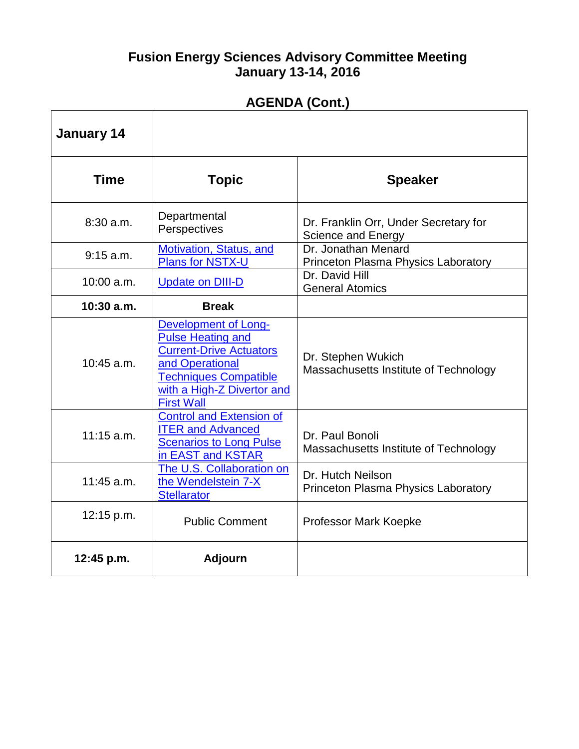# Fusion Energy Sciences Advisory Committee Meeting
## January 13-14, 2016

## AGENDA (Cont.)

**January 14**

| Time | Topic | Speaker |
|---|---|---|
| 8:30 a.m. | Departmental Perspectives | Dr. Franklin Orr, Under Secretary for Science and Energy |
| 9:15 a.m. | Motivation, Status, and Plans for NSTX-U | Dr. Jonathan Menard<br>Princeton Plasma Physics Laboratory |
| 10:00 a.m. | Update on DIII-D | Dr. David Hill<br>General Atomics |
| **10:30 a.m.** | **Break** | |
| 10:45 a.m. | Development of Long-Pulse Heating and Current-Drive Actuators and Operational Techniques Compatible with a High-Z Divertor and First Wall | Dr. Stephen Wukich<br>Massachusetts Institute of Technology |
| 11:15 a.m. | Control and Extension of ITER and Advanced Scenarios to Long Pulse in EAST and KSTAR | Dr. Paul Bonoli<br>Massachusetts Institute of Technology |
| 11:45 a.m. | The U.S. Collaboration on the Wendelstein 7-X Stellarator | Dr. Hutch Neilson<br>Princeton Plasma Physics Laboratory |
| 12:15 p.m. | Public Comment | Professor Mark Koepke |
| **12:45 p.m.** | **Adjourn** | |